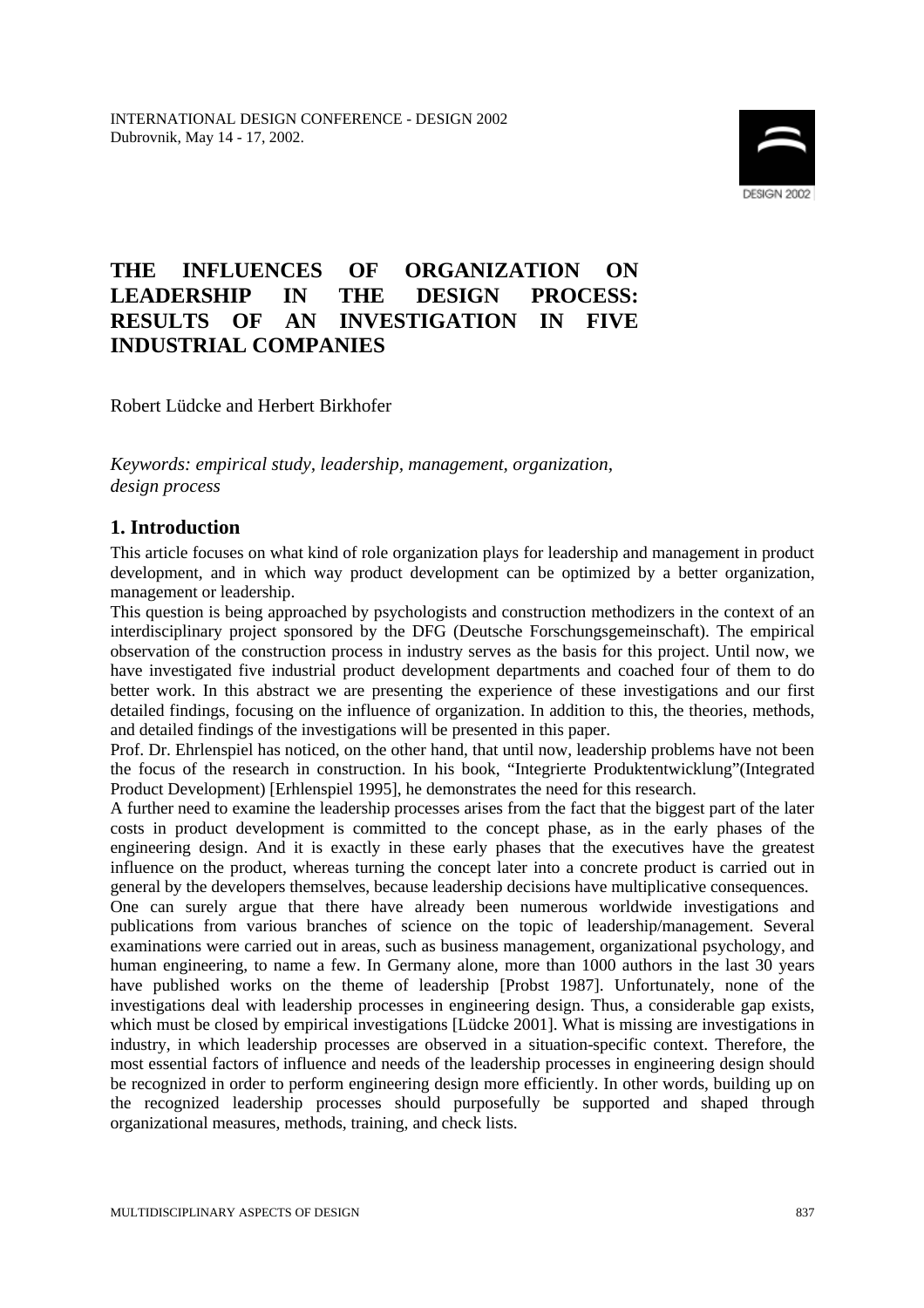# THE INFLUENCES OF ORGANIZATION ON LEADERSHIP IN THE DESIGN PROCESS: RESULTS OF AN INVESTIGATION IN FIVE INDUSTRIAL COMPANIES

Robert Lüdcke and Herbert Birkhofer

*Keywords: empirical study, leadership, management, organization, design process*

## 1. Introduction

This article focuses on what kind of role organization plays for leadership and management in product development, and in which way product development can be optimized by a better organization, management or leadership.

This question is being approached by psychologists and construction methodizers in the context of an interdisciplinary project sponsored by the DFG (Deutsche Forschungsgemeinschaft). The empirical observation of the construction process in industry serves as the basis for this project. Until now, we have investigated five industrial product development departments and coached four of them to do better work. In this abstract we are presenting the experience of these investigations and our first detailed findings, focusing on the influence of organization. In addition to this, the theories, methods, and detailed findings of the investigations will be presented in this paper.

Prof. Dr. Ehrlenspiel has noticed, on the other hand, that until now, leadership problems have not been the focus of the research in construction. In his book, "Integrierte Produktentwicklung"(Integrated Product Development) [Erhlenspiel 1995], he demonstrates the need for this research.

A further need to examine the leadership processes arises from the fact that the biggest part of the later costs in product development is committed to the concept phase, as in the early phases of the engineering design. And it is exactly in these early phases that the executives have the greatest influence on the product, whereas turning the concept later into a concrete product is carried out in general by the developers themselves, because leadership decisions have multiplicative consequences.

One can surely argue that there have already been numerous worldwide investigations and publications from various branches of science on the topic of leadership/management. Several examinations were carried out in areas, such as business management, organizational psychology, and human engineering, to name a few. In Germany alone, more than 1000 authors in the last 30 years have published works on the theme of leadership [Probst 1987]. Unfortunately, none of the investigations deal with leadership processes in engineering design. Thus, a considerable gap exists, which must be closed by empirical investigations [Lüdcke 2001]. What is missing are investigations in industry, in which leadership processes are observed in a situation-specific context. Therefore, the most essential factors of influence and needs of the leadership processes in engineering design should be recognized in order to perform engineering design more efficiently. In other words, building up on the recognized leadership processes should purposefully be supported and shaped through organizational measures, methods, training, and check lists.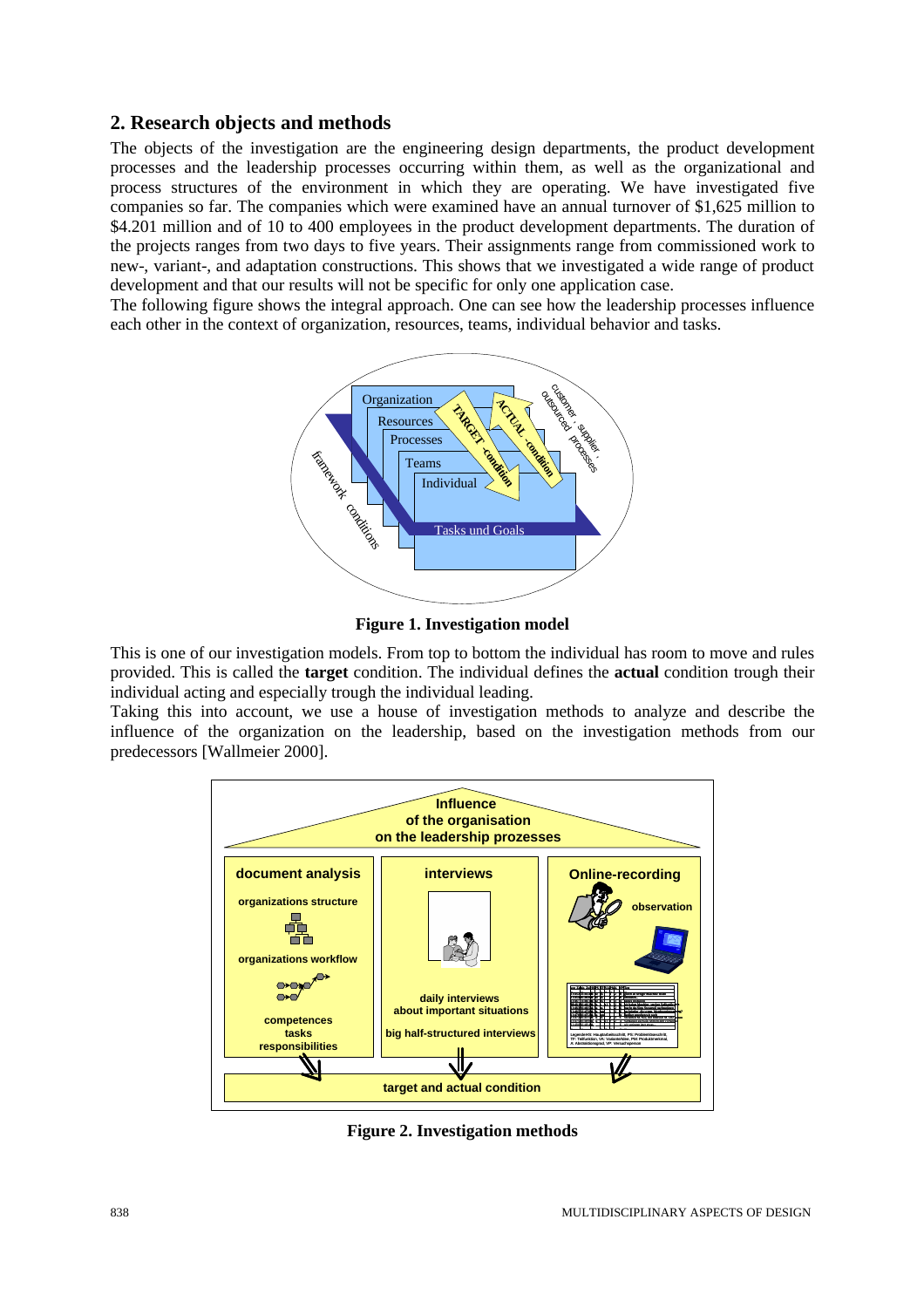## 2. Research objects and methods

The objects of the investigation are the engineering design departments, the product development processes and the leadership processes occurring within them, as well as the organizational and process structures of the environment in which they are operating. We have investigated five companies so far. The companies which were examined have an annual turnover of $1,625 million to $4.201 million and of 10 to 400 employees in the product development departments. The duration of the projects ranges from two days to five years. Their assignments range from commissioned work to new-, variant-, and adaptation constructions. This shows that we investigated a wide range of product development and that our results will not be specific for only one application case.

The following figure shows the integral approach. One can see how the leadership processes influence each other in the context of organization, resources, teams, individual behavior and tasks.

**Figure 1. Investigation model**

This is one of our investigation models. From top to bottom the individual has room to move and rules provided. This is called the **target** condition. The individual defines the **actual** condition trough their individual acting and especially trough the individual leading.

Taking this into account, we use a house of investigation methods to analyze and describe the influence of the organization on the leadership, based on the investigation methods from our predecessors [Wallmeier 2000].

**Figure 2. Investigation methods**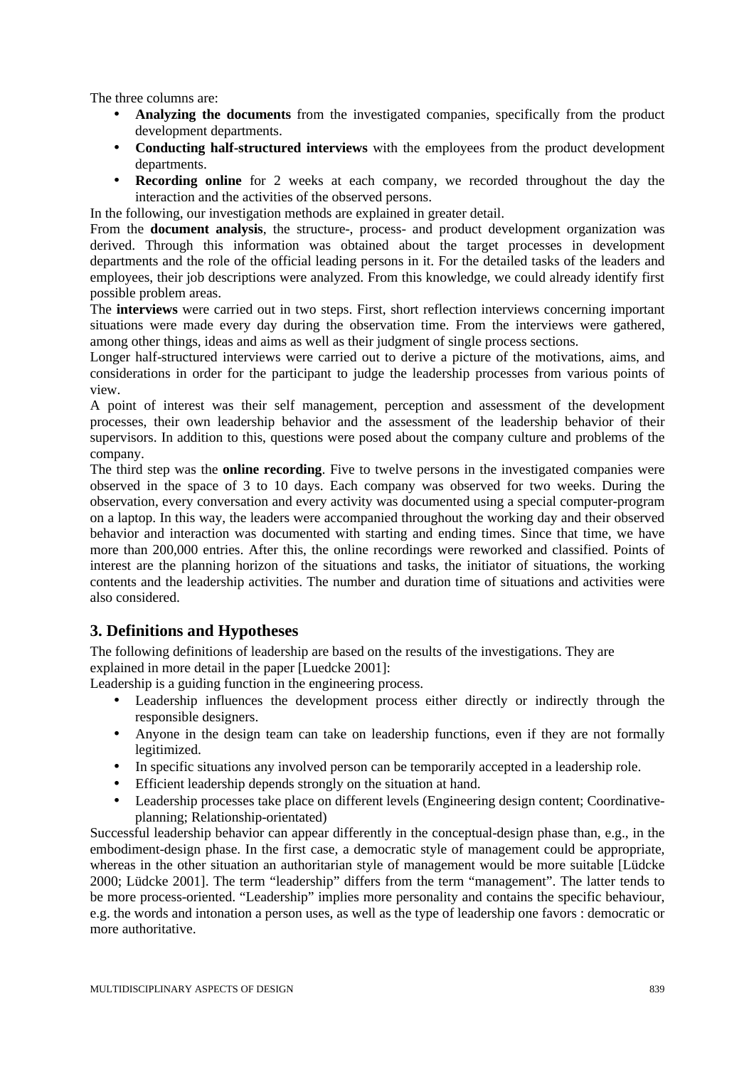The three columns are:

- **Analyzing the documents** from the investigated companies, specifically from the product development departments.
- **Conducting half-structured interviews** with the employees from the product development departments.
- **Recording online** for 2 weeks at each company, we recorded throughout the day the interaction and the activities of the observed persons.

In the following, our investigation methods are explained in greater detail.

From the **document analysis**, the structure-, process- and product development organization was derived. Through this information was obtained about the target processes in development departments and the role of the official leading persons in it. For the detailed tasks of the leaders and employees, their job descriptions were analyzed. From this knowledge, we could already identify first possible problem areas.

The **interviews** were carried out in two steps. First, short reflection interviews concerning important situations were made every day during the observation time. From the interviews were gathered, among other things, ideas and aims as well as their judgment of single process sections.

Longer half-structured interviews were carried out to derive a picture of the motivations, aims, and considerations in order for the participant to judge the leadership processes from various points of view.

A point of interest was their self management, perception and assessment of the development processes, their own leadership behavior and the assessment of the leadership behavior of their supervisors. In addition to this, questions were posed about the company culture and problems of the company.

The third step was the **online recording**. Five to twelve persons in the investigated companies were observed in the space of 3 to 10 days. Each company was observed for two weeks. During the observation, every conversation and every activity was documented using a special computer-program on a laptop. In this way, the leaders were accompanied throughout the working day and their observed behavior and interaction was documented with starting and ending times. Since that time, we have more than 200,000 entries. After this, the online recordings were reworked and classified. Points of interest are the planning horizon of the situations and tasks, the initiator of situations, the working contents and the leadership activities. The number and duration time of situations and activities were also considered.

## 3. Definitions and Hypotheses

The following definitions of leadership are based on the results of the investigations. They are explained in more detail in the paper [Luedcke 2001]:

Leadership is a guiding function in the engineering process.

- Leadership influences the development process either directly or indirectly through the responsible designers.
- Anyone in the design team can take on leadership functions, even if they are not formally legitimized.
- In specific situations any involved person can be temporarily accepted in a leadership role.
- Efficient leadership depends strongly on the situation at hand.
- Leadership processes take place on different levels (Engineering design content; Coordinative-planning; Relationship-orientated)

Successful leadership behavior can appear differently in the conceptual-design phase than, e.g., in the embodiment-design phase. In the first case, a democratic style of management could be appropriate, whereas in the other situation an authoritarian style of management would be more suitable [Lüdcke 2000; Lüdcke 2001]. The term "leadership" differs from the term "management". The latter tends to be more process-oriented. "Leadership" implies more personality and contains the specific behaviour, e.g. the words and intonation a person uses, as well as the type of leadership one favors : democratic or more authoritative.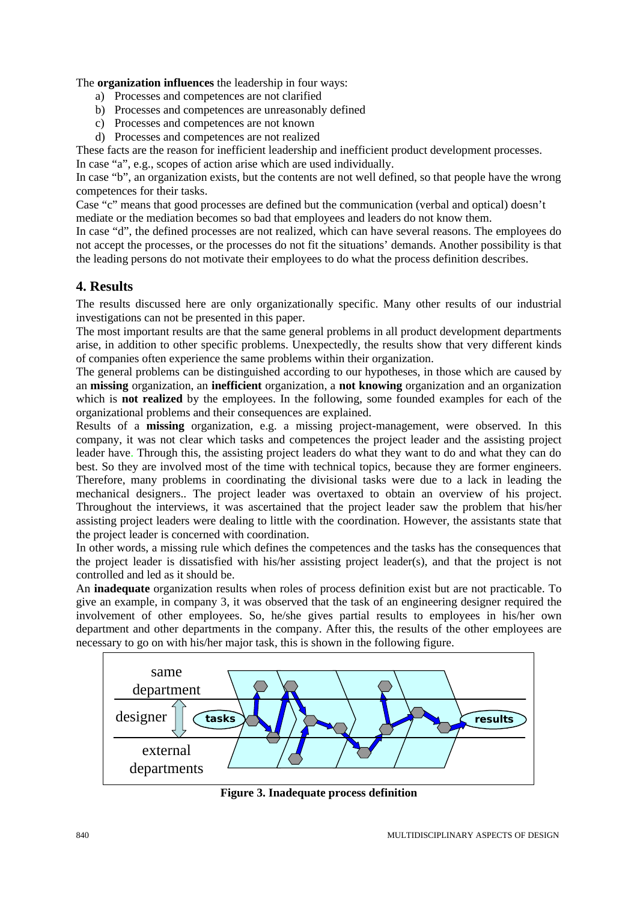The **organization influences** the leadership in four ways:

a) Processes and competences are not clarified
b) Processes and competences are unreasonably defined
c) Processes and competences are not known
d) Processes and competences are not realized

These facts are the reason for inefficient leadership and inefficient product development processes. In case "a", e.g., scopes of action arise which are used individually.

In case "b", an organization exists, but the contents are not well defined, so that people have the wrong competences for their tasks.

Case "c" means that good processes are defined but the communication (verbal and optical) doesn't mediate or the mediation becomes so bad that employees and leaders do not know them.

In case "d", the defined processes are not realized, which can have several reasons. The employees do not accept the processes, or the processes do not fit the situations' demands. Another possibility is that the leading persons do not motivate their employees to do what the process definition describes.

## 4. Results

The results discussed here are only organizationally specific. Many other results of our industrial investigations can not be presented in this paper.

The most important results are that the same general problems in all product development departments arise, in addition to other specific problems. Unexpectedly, the results show that very different kinds of companies often experience the same problems within their organization.

The general problems can be distinguished according to our hypotheses, in those which are caused by an **missing** organization, an **inefficient** organization, a **not knowing** organization and an organization which is **not realized** by the employees. In the following, some founded examples for each of the organizational problems and their consequences are explained.

Results of a **missing** organization, e.g. a missing project-management, were observed. In this company, it was not clear which tasks and competences the project leader and the assisting project leader have. Through this, the assisting project leaders do what they want to do and what they can do best. So they are involved most of the time with technical topics, because they are former engineers. Therefore, many problems in coordinating the divisional tasks were due to a lack in leading the mechanical designers.. The project leader was overtaxed to obtain an overview of his project. Throughout the interviews, it was ascertained that the project leader saw the problem that his/her assisting project leaders were dealing to little with the coordination. However, the assistants state that the project leader is concerned with coordination.

In other words, a missing rule which defines the competences and the tasks has the consequences that the project leader is dissatisfied with his/her assisting project leader(s), and that the project is not controlled and led as it should be.

An **inadequate** organization results when roles of process definition exist but are not practicable. To give an example, in company 3, it was observed that the task of an engineering designer required the involvement of other employees. So, he/she gives partial results to employees in his/her own department and other departments in the company. After this, the results of the other employees are necessary to go on with his/her major task, this is shown in the following figure.

**Figure 3. Inadequate process definition**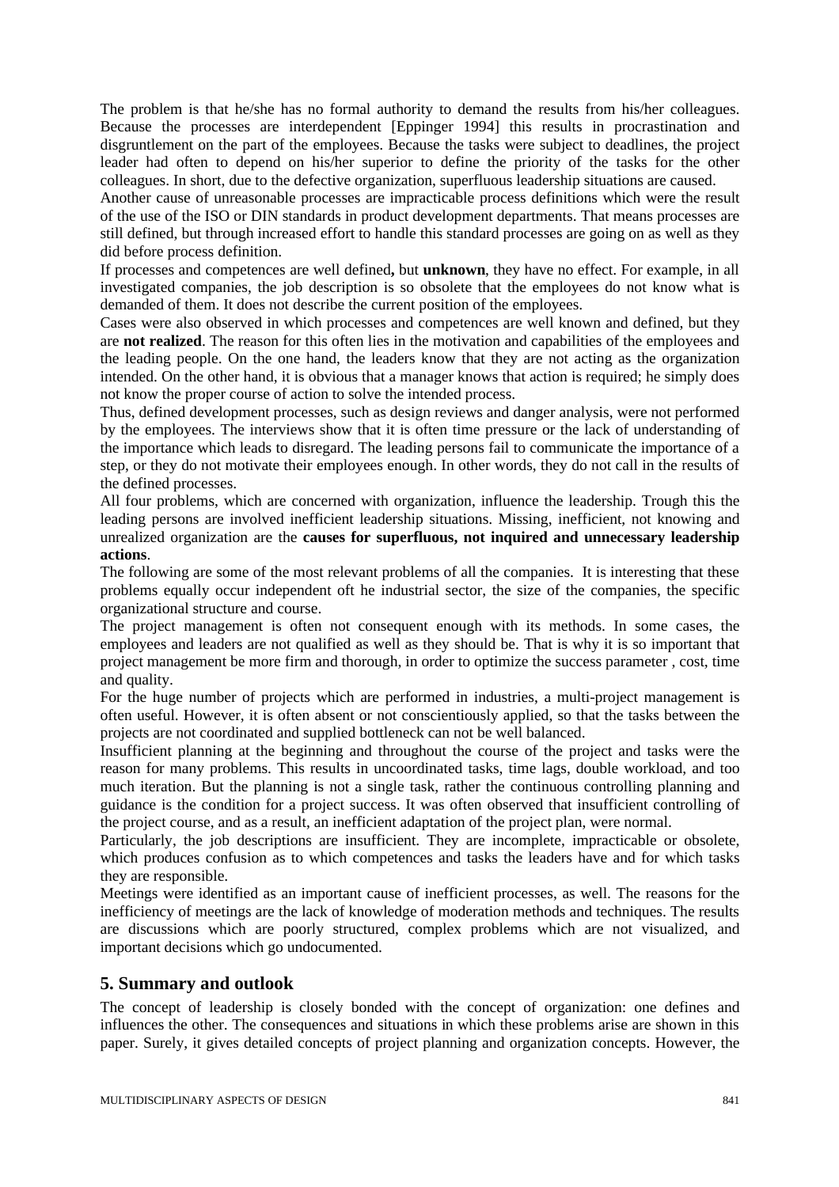The problem is that he/she has no formal authority to demand the results from his/her colleagues. Because the processes are interdependent [Eppinger 1994] this results in procrastination and disgruntlement on the part of the employees. Because the tasks were subject to deadlines, the project leader had often to depend on his/her superior to define the priority of the tasks for the other colleagues. In short, due to the defective organization, superfluous leadership situations are caused.

Another cause of unreasonable processes are impracticable process definitions which were the result of the use of the ISO or DIN standards in product development departments. That means processes are still defined, but through increased effort to handle this standard processes are going on as well as they did before process definition.

If processes and competences are well defined**,** but **unknown**, they have no effect. For example, in all investigated companies, the job description is so obsolete that the employees do not know what is demanded of them. It does not describe the current position of the employees.

Cases were also observed in which processes and competences are well known and defined, but they are **not realized**. The reason for this often lies in the motivation and capabilities of the employees and the leading people. On the one hand, the leaders know that they are not acting as the organization intended. On the other hand, it is obvious that a manager knows that action is required; he simply does not know the proper course of action to solve the intended process.

Thus, defined development processes, such as design reviews and danger analysis, were not performed by the employees. The interviews show that it is often time pressure or the lack of understanding of the importance which leads to disregard. The leading persons fail to communicate the importance of a step, or they do not motivate their employees enough. In other words, they do not call in the results of the defined processes.

All four problems, which are concerned with organization, influence the leadership. Trough this the leading persons are involved inefficient leadership situations. Missing, inefficient, not knowing and unrealized organization are the **causes for superfluous, not inquired and unnecessary leadership actions**.

The following are some of the most relevant problems of all the companies. It is interesting that these problems equally occur independent oft he industrial sector, the size of the companies, the specific organizational structure and course.

The project management is often not consequent enough with its methods. In some cases, the employees and leaders are not qualified as well as they should be. That is why it is so important that project management be more firm and thorough, in order to optimize the success parameter , cost, time and quality.

For the huge number of projects which are performed in industries, a multi-project management is often useful. However, it is often absent or not conscientiously applied, so that the tasks between the projects are not coordinated and supplied bottleneck can not be well balanced.

Insufficient planning at the beginning and throughout the course of the project and tasks were the reason for many problems. This results in uncoordinated tasks, time lags, double workload, and too much iteration. But the planning is not a single task, rather the continuous controlling planning and guidance is the condition for a project success. It was often observed that insufficient controlling of the project course, and as a result, an inefficient adaptation of the project plan, were normal.

Particularly, the job descriptions are insufficient. They are incomplete, impracticable or obsolete, which produces confusion as to which competences and tasks the leaders have and for which tasks they are responsible.

Meetings were identified as an important cause of inefficient processes, as well. The reasons for the inefficiency of meetings are the lack of knowledge of moderation methods and techniques. The results are discussions which are poorly structured, complex problems which are not visualized, and important decisions which go undocumented.

## 5. Summary and outlook

The concept of leadership is closely bonded with the concept of organization: one defines and influences the other. The consequences and situations in which these problems arise are shown in this paper. Surely, it gives detailed concepts of project planning and organization concepts. However, the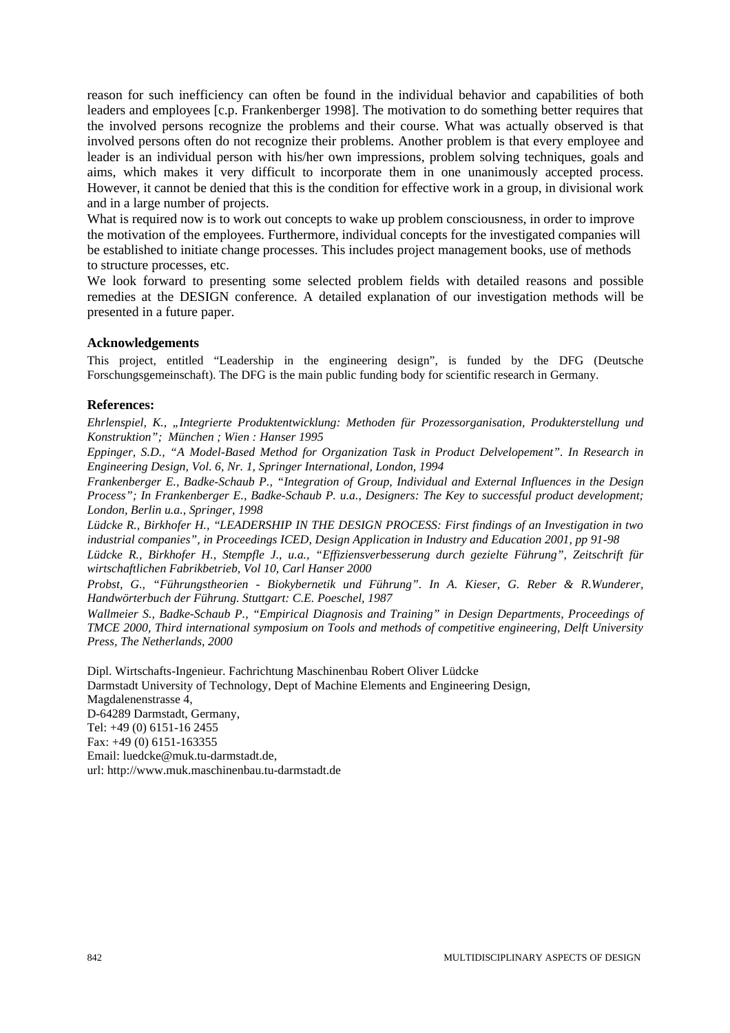reason for such inefficiency can often be found in the individual behavior and capabilities of both leaders and employees [c.p. Frankenberger 1998]. The motivation to do something better requires that the involved persons recognize the problems and their course. What was actually observed is that involved persons often do not recognize their problems. Another problem is that every employee and leader is an individual person with his/her own impressions, problem solving techniques, goals and aims, which makes it very difficult to incorporate them in one unanimously accepted process. However, it cannot be denied that this is the condition for effective work in a group, in divisional work and in a large number of projects.

What is required now is to work out concepts to wake up problem consciousness, in order to improve the motivation of the employees. Furthermore, individual concepts for the investigated companies will be established to initiate change processes. This includes project management books, use of methods to structure processes, etc.

We look forward to presenting some selected problem fields with detailed reasons and possible remedies at the DESIGN conference. A detailed explanation of our investigation methods will be presented in a future paper.

### Acknowledgements

This project, entitled "Leadership in the engineering design", is funded by the DFG (Deutsche Forschungsgemeinschaft). The DFG is the main public funding body for scientific research in Germany.

### References:

*Ehrlenspiel, K., „Integrierte Produktentwicklung: Methoden für Prozessorganisation, Produkterstellung und Konstruktion"; München ; Wien : Hanser 1995*

*Eppinger, S.D., "A Model-Based Method for Organization Task in Product Delvelopement". In Research in Engineering Design, Vol. 6, Nr. 1, Springer International, London, 1994*

*Frankenberger E., Badke-Schaub P., "Integration of Group, Individual and External Influences in the Design Process"; In Frankenberger E., Badke-Schaub P. u.a., Designers: The Key to successful product development; London, Berlin u.a., Springer, 1998*

*Lüdcke R., Birkhofer H., "LEADERSHIP IN THE DESIGN PROCESS: First findings of an Investigation in two industrial companies", in Proceedings ICED, Design Application in Industry and Education 2001, pp 91-98*

*Lüdcke R., Birkhofer H., Stempfle J., u.a., "Effiziensverbesserung durch gezielte Führung", Zeitschrift für wirtschaftlichen Fabrikbetrieb, Vol 10, Carl Hanser 2000*

*Probst, G., "Führungstheorien - Biokybernetik und Führung". In A. Kieser, G. Reber & R.Wunderer, Handwörterbuch der Führung. Stuttgart: C.E. Poeschel, 1987*

*Wallmeier S., Badke-Schaub P., "Empirical Diagnosis and Training" in Design Departments, Proceedings of TMCE 2000, Third international symposium on Tools and methods of competitive engineering, Delft University Press, The Netherlands, 2000*

Dipl. Wirtschafts-Ingenieur. Fachrichtung Maschinenbau Robert Oliver Lüdcke
Darmstadt University of Technology, Dept of Machine Elements and Engineering Design,
Magdalenenstrasse 4,
D-64289 Darmstadt, Germany,
Tel: +49 (0) 6151-16 2455
Fax: +49 (0) 6151-163355
Email: luedcke@muk.tu-darmstadt.de,
url: http://www.muk.maschinenbau.tu-darmstadt.de